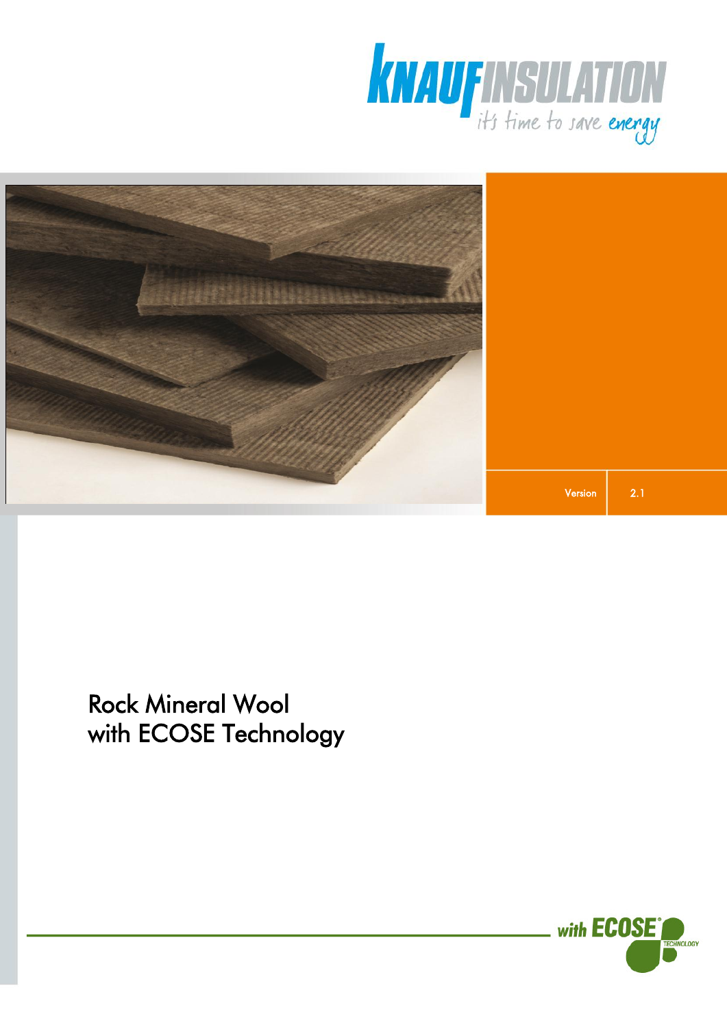KNAUF INSULATION

it's time to save energy

Version | 2.1

# Rock Mineral Wool with ECOSE Technology

with ECOSE® TECHNOLOGY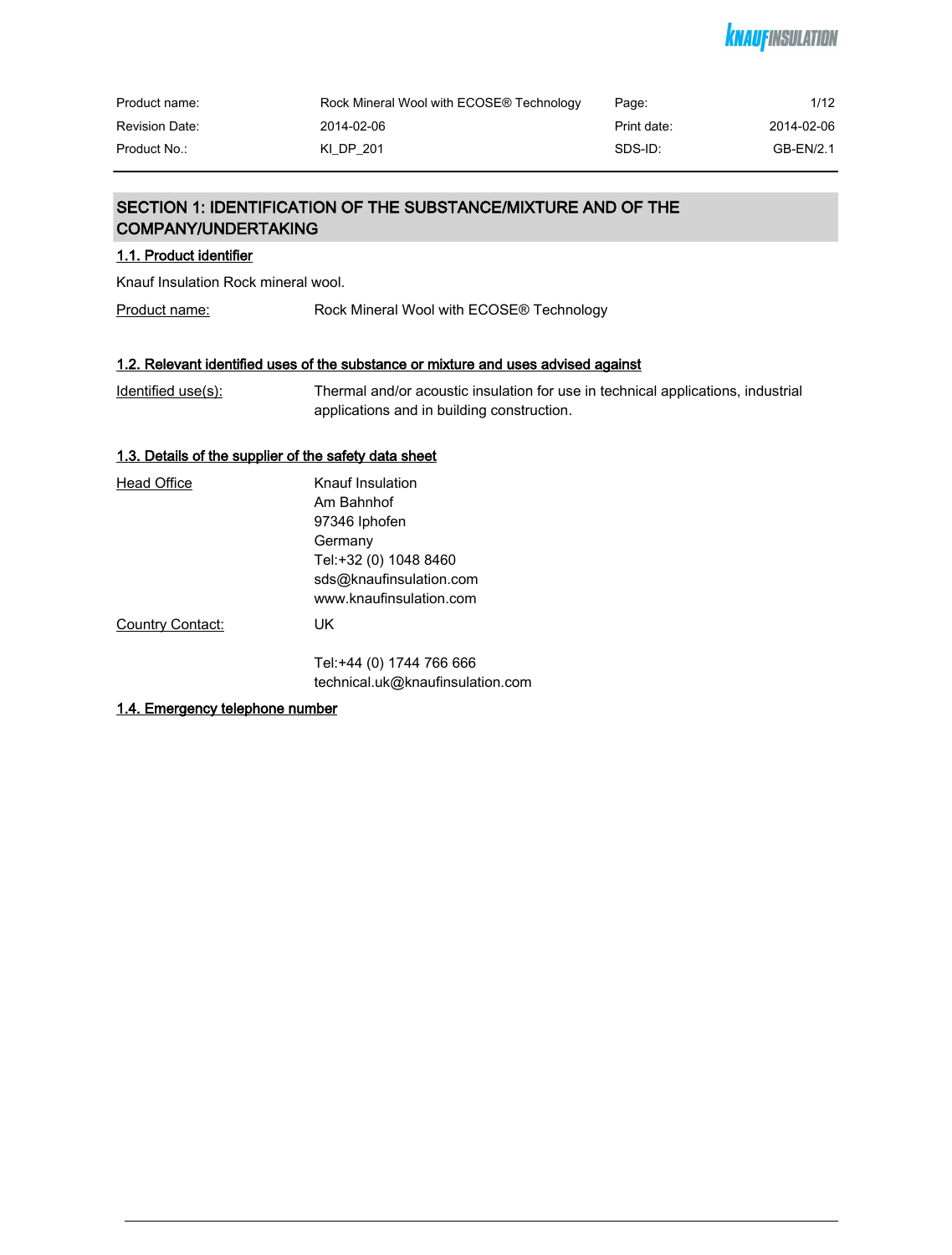## SECTION 1: IDENTIFICATION OF THE SUBSTANCE/MIXTURE AND OF THE COMPANY/UNDERTAKING

### 1.1. Product identifier

Knauf Insulation Rock mineral wool.

Product name: Rock Mineral Wool with ECOSE® Technology

### 1.2. Relevant identified uses of the substance or mixture and uses advised against

Identified use(s): Thermal and/or acoustic insulation for use in technical applications, industrial applications and in building construction.

### 1.3. Details of the supplier of the safety data sheet

Head Office

Knauf Insulation
Am Bahnhof
97346 Iphofen
Germany
Tel:+32 (0) 1048 8460
sds@knaufinsulation.com
www.knaufinsulation.com

Country Contact: UK

Tel:+44 (0) 1744 766 666
technical.uk@knaufinsulation.com

### 1.4. Emergency telephone number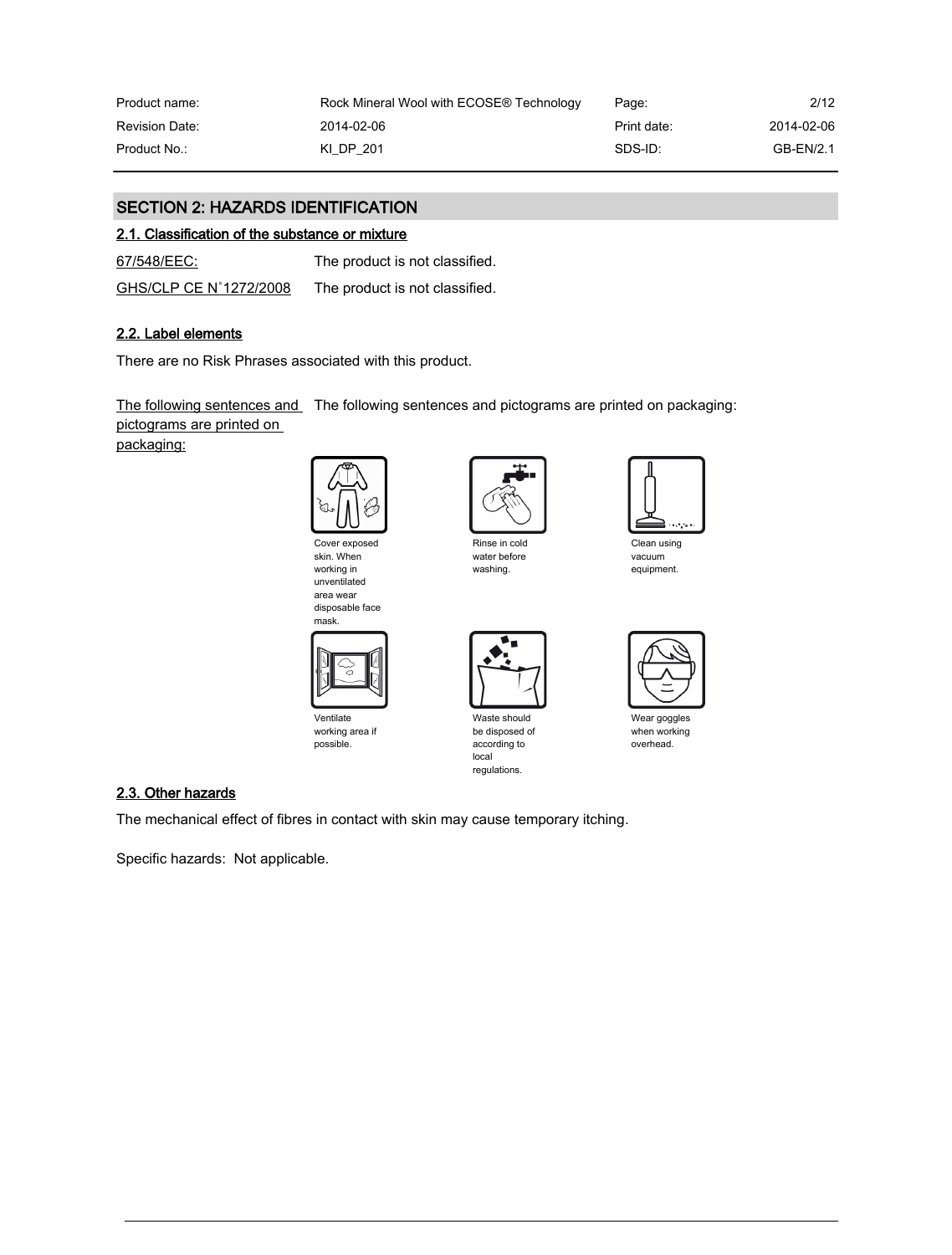## SECTION 2: HAZARDS IDENTIFICATION

### 2.1. Classification of the substance or mixture

| | |
|---|---|
| 67/548/EEC: | The product is not classified. |
| GHS/CLP CE N°1272/2008 | The product is not classified. |

### 2.2. Label elements

There are no Risk Phrases associated with this product.

The following sentences and pictograms are printed on packaging: The following sentences and pictograms are printed on packaging:

Cover exposed skin. When working in unventilated area wear disposable face mask.

Rinse in cold water before washing.

Clean using vacuum equipment.

Ventilate working area if possible.

Waste should be disposed of according to local regulations.

Wear goggles when working overhead.

### 2.3. Other hazards

The mechanical effect of fibres in contact with skin may cause temporary itching.

Specific hazards: Not applicable.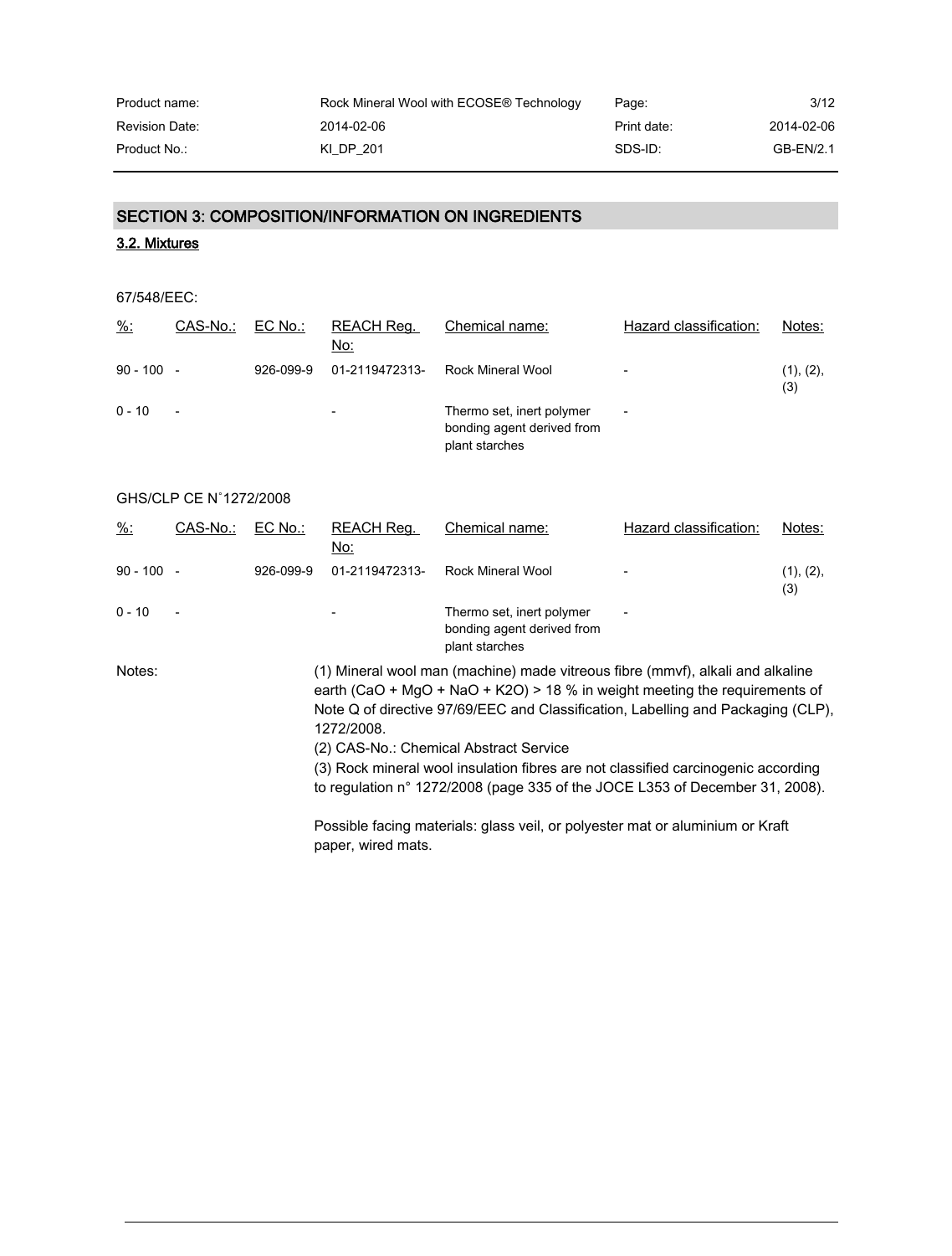## SECTION 3: COMPOSITION/INFORMATION ON INGREDIENTS

### 3.2. Mixtures

67/548/EEC:

| %: | CAS-No.: | EC No.: | REACH Reg. No: | Chemical name: | Hazard classification: | Notes: |
|---|---|---|---|---|---|---|
| 90 - 100 | - | 926-099-9 | 01-2119472313- | Rock Mineral Wool | - | (1), (2), (3) |
| 0 - 10 | - | | - | Thermo set, inert polymer bonding agent derived from plant starches | - | |

GHS/CLP CE N˚1272/2008

| %: | CAS-No.: | EC No.: | REACH Reg. No: | Chemical name: | Hazard classification: | Notes: |
|---|---|---|---|---|---|---|
| 90 - 100 | - | 926-099-9 | 01-2119472313- | Rock Mineral Wool | - | (1), (2), (3) |
| 0 - 10 | - | | - | Thermo set, inert polymer bonding agent derived from plant starches | - | |

Notes:

(1) Mineral wool man (machine) made vitreous fibre (mmvf), alkali and alkaline earth (CaO + MgO + NaO + K2O) > 18 % in weight meeting the requirements of Note Q of directive 97/69/EEC and Classification, Labelling and Packaging (CLP), 1272/2008.

(2) CAS-No.: Chemical Abstract Service

(3) Rock mineral wool insulation fibres are not classified carcinogenic according to regulation n° 1272/2008 (page 335 of the JOCE L353 of December 31, 2008).

Possible facing materials: glass veil, or polyester mat or aluminium or Kraft paper, wired mats.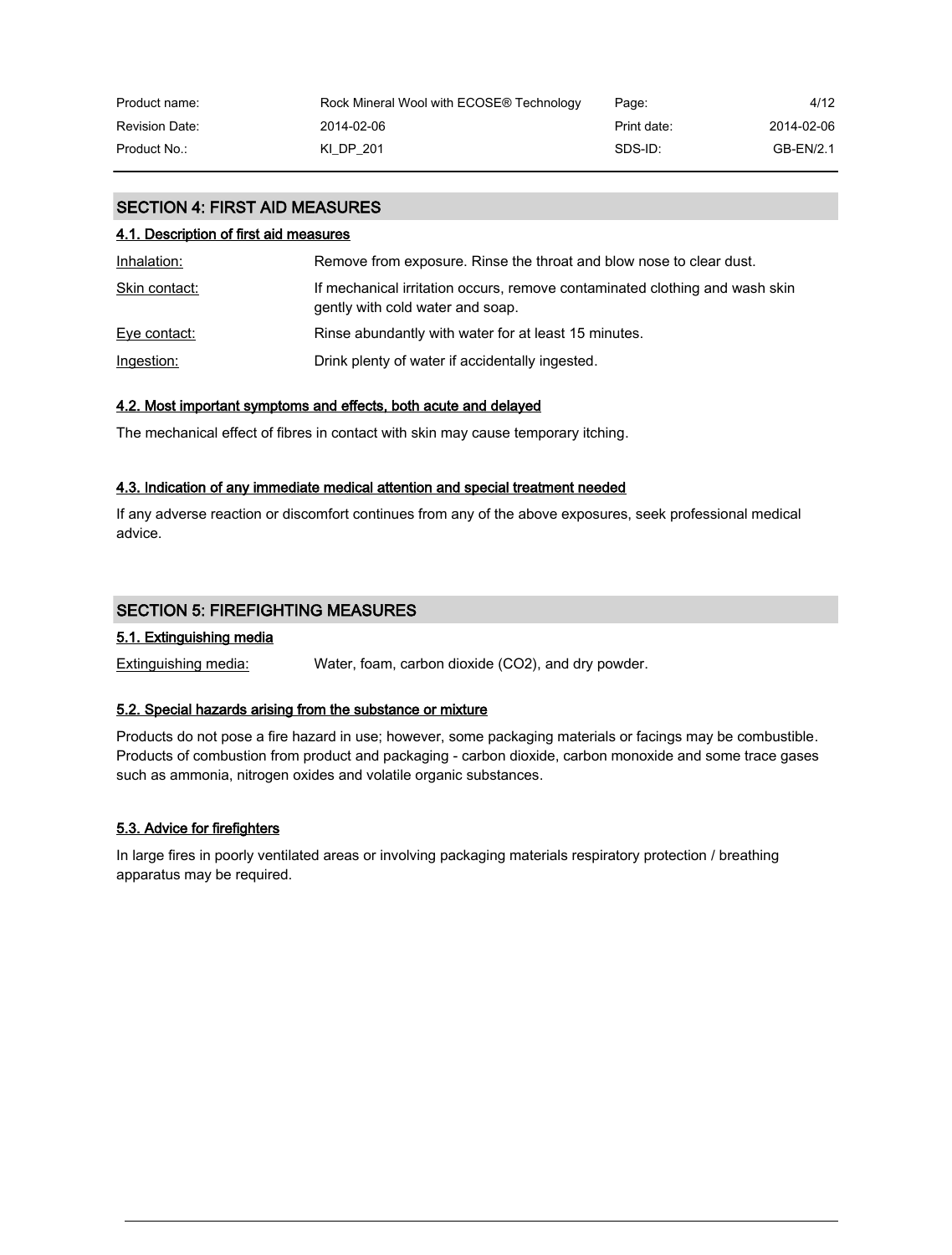## SECTION 4: FIRST AID MEASURES

### 4.1. Description of first aid measures

| | |
|---|---|
| Inhalation: | Remove from exposure. Rinse the throat and blow nose to clear dust. |
| Skin contact: | If mechanical irritation occurs, remove contaminated clothing and wash skin gently with cold water and soap. |
| Eye contact: | Rinse abundantly with water for at least 15 minutes. |
| Ingestion: | Drink plenty of water if accidentally ingested. |

### 4.2. Most important symptoms and effects, both acute and delayed

The mechanical effect of fibres in contact with skin may cause temporary itching.

### 4.3. Indication of any immediate medical attention and special treatment needed

If any adverse reaction or discomfort continues from any of the above exposures, seek professional medical advice.

## SECTION 5: FIREFIGHTING MEASURES

### 5.1. Extinguishing media

Extinguishing media: Water, foam, carbon dioxide ($CO_2$), and dry powder.

### 5.2. Special hazards arising from the substance or mixture

Products do not pose a fire hazard in use; however, some packaging materials or facings may be combustible. Products of combustion from product and packaging - carbon dioxide, carbon monoxide and some trace gases such as ammonia, nitrogen oxides and volatile organic substances.

### 5.3. Advice for firefighters

In large fires in poorly ventilated areas or involving packaging materials respiratory protection / breathing apparatus may be required.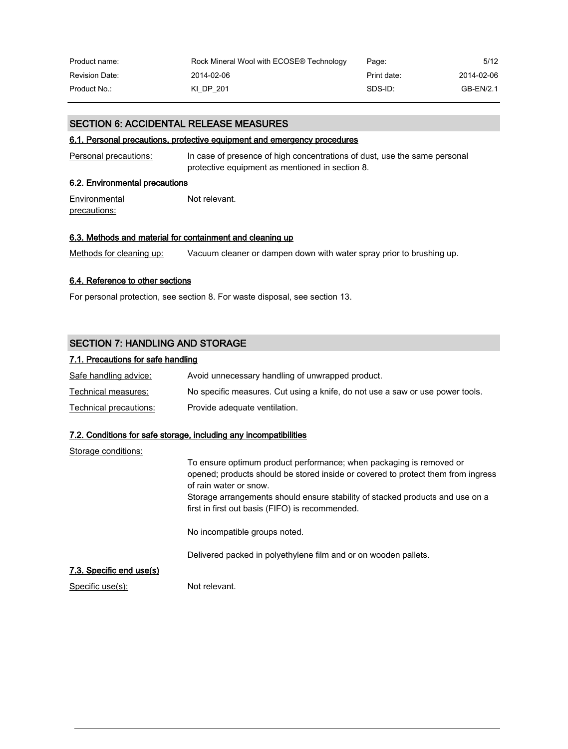## SECTION 6: ACCIDENTAL RELEASE MEASURES

### 6.1. Personal precautions, protective equipment and emergency procedures

Personal precautions: In case of presence of high concentrations of dust, use the same personal protective equipment as mentioned in section 8.

### 6.2. Environmental precautions

Environmental precautions: Not relevant.

### 6.3. Methods and material for containment and cleaning up

Methods for cleaning up: Vacuum cleaner or dampen down with water spray prior to brushing up.

### 6.4. Reference to other sections

For personal protection, see section 8. For waste disposal, see section 13.

## SECTION 7: HANDLING AND STORAGE

### 7.1. Precautions for safe handling

Safe handling advice: Avoid unnecessary handling of unwrapped product.

Technical measures: No specific measures. Cut using a knife, do not use a saw or use power tools.

Technical precautions: Provide adequate ventilation.

### 7.2. Conditions for safe storage, including any incompatibilities

Storage conditions:

To ensure optimum product performance; when packaging is removed or opened; products should be stored inside or covered to protect them from ingress of rain water or snow.
Storage arrangements should ensure stability of stacked products and use on a first in first out basis (FIFO) is recommended.

No incompatible groups noted.

Delivered packed in polyethylene film and or on wooden pallets.

### 7.3. Specific end use(s)

Specific use(s): Not relevant.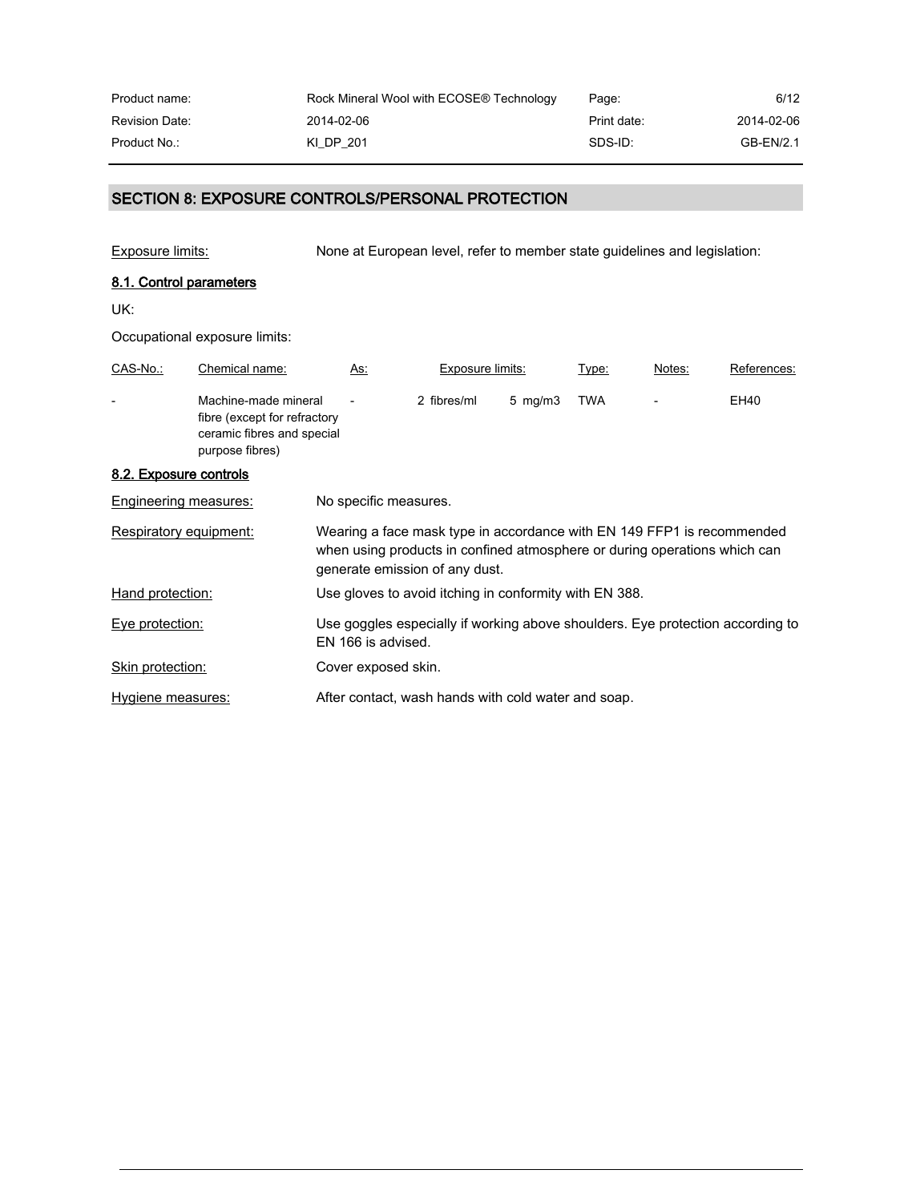## SECTION 8: EXPOSURE CONTROLS/PERSONAL PROTECTION

Exposure limits: None at European level, refer to member state guidelines and legislation:

### 8.1. Control parameters

UK:

Occupational exposure limits:

| CAS-No.: | Chemical name: | As: | Exposure limits: | | Type: | Notes: | References: |
|---|---|---|---|---|---|---|---|
| - | Machine-made mineral fibre (except for refractory ceramic fibres and special purpose fibres) | - | 2 fibres/ml | 5 mg/m3 | TWA | - | EH40 |

### 8.2. Exposure controls

Engineering measures: No specific measures.

Respiratory equipment: Wearing a face mask type in accordance with EN 149 FFP1 is recommended when using products in confined atmosphere or during operations which can generate emission of any dust.

Hand protection: Use gloves to avoid itching in conformity with EN 388.

Eye protection: Use goggles especially if working above shoulders. Eye protection according to EN 166 is advised.

Skin protection: Cover exposed skin.

Hygiene measures: After contact, wash hands with cold water and soap.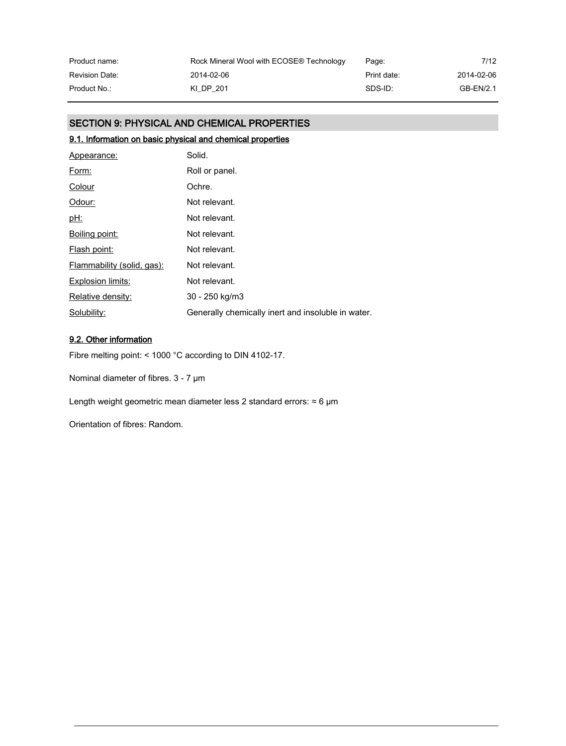## SECTION 9: PHYSICAL AND CHEMICAL PROPERTIES

### 9.1. Information on basic physical and chemical properties

| | |
|---|---|
| Appearance: | Solid. |
| Form: | Roll or panel. |
| Colour | Ochre. |
| Odour: | Not relevant. |
| pH: | Not relevant. |
| Boiling point: | Not relevant. |
| Flash point: | Not relevant. |
| Flammability (solid, gas): | Not relevant. |
| Explosion limits: | Not relevant. |
| Relative density: | 30 - 250 kg/m3 |
| Solubility: | Generally chemically inert and insoluble in water. |

### 9.2. Other information

Fibre melting point: < 1000 °C according to DIN 4102-17.

Nominal diameter of fibres. 3 - 7 μm

Length weight geometric mean diameter less 2 standard errors: ≈ 6 μm

Orientation of fibres: Random.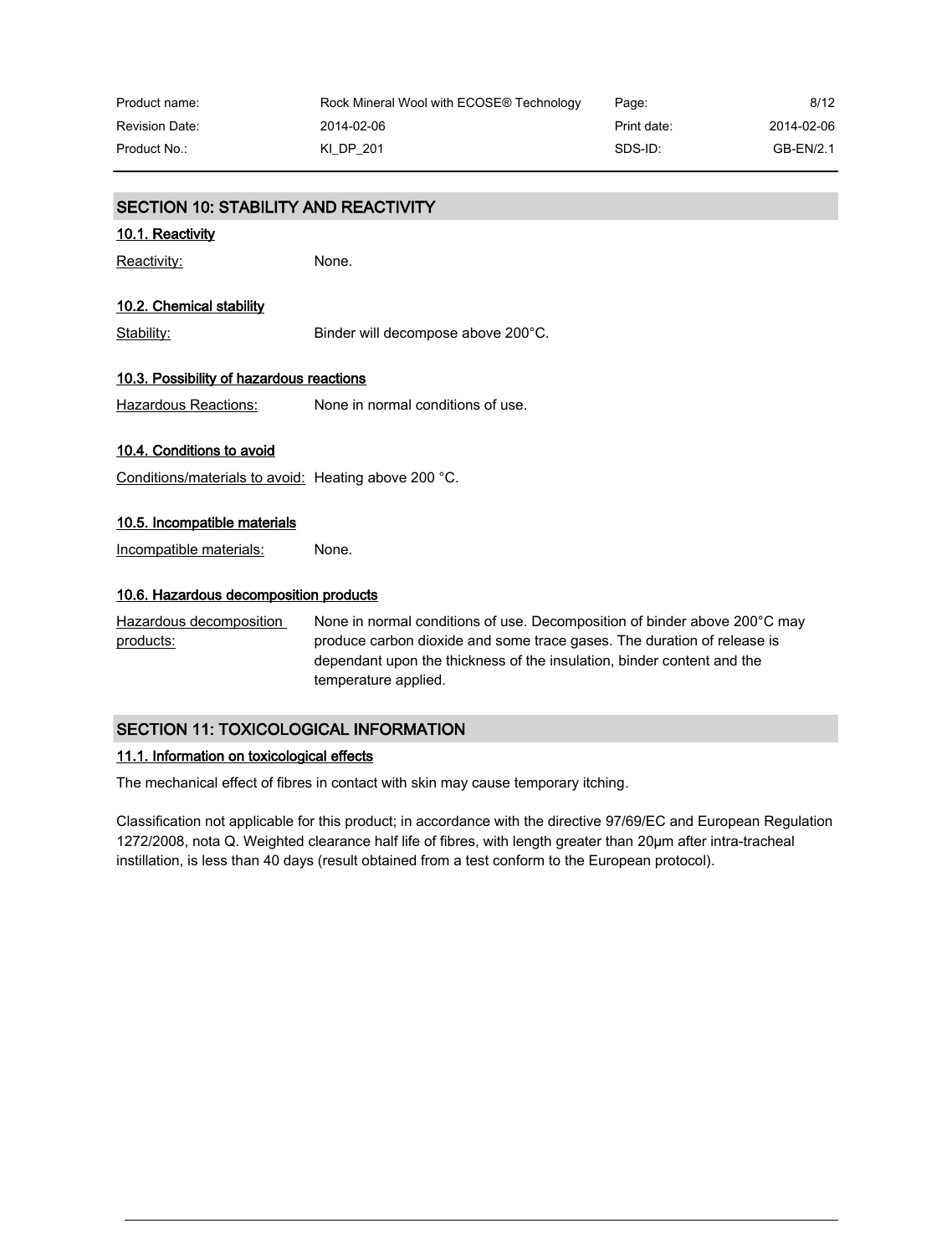## SECTION 10: STABILITY AND REACTIVITY

### 10.1. Reactivity

Reactivity: None.

### 10.2. Chemical stability

Stability: Binder will decompose above 200°C.

### 10.3. Possibility of hazardous reactions

Hazardous Reactions: None in normal conditions of use.

### 10.4. Conditions to avoid

Conditions/materials to avoid: Heating above 200 °C.

### 10.5. Incompatible materials

Incompatible materials: None.

### 10.6. Hazardous decomposition products

Hazardous decomposition products: None in normal conditions of use. Decomposition of binder above 200°C may produce carbon dioxide and some trace gases. The duration of release is dependant upon the thickness of the insulation, binder content and the temperature applied.

## SECTION 11: TOXICOLOGICAL INFORMATION

### 11.1. Information on toxicological effects

The mechanical effect of fibres in contact with skin may cause temporary itching.

Classification not applicable for this product; in accordance with the directive 97/69/EC and European Regulation 1272/2008, nota Q. Weighted clearance half life of fibres, with length greater than 20µm after intra-tracheal instillation, is less than 40 days (result obtained from a test conform to the European protocol).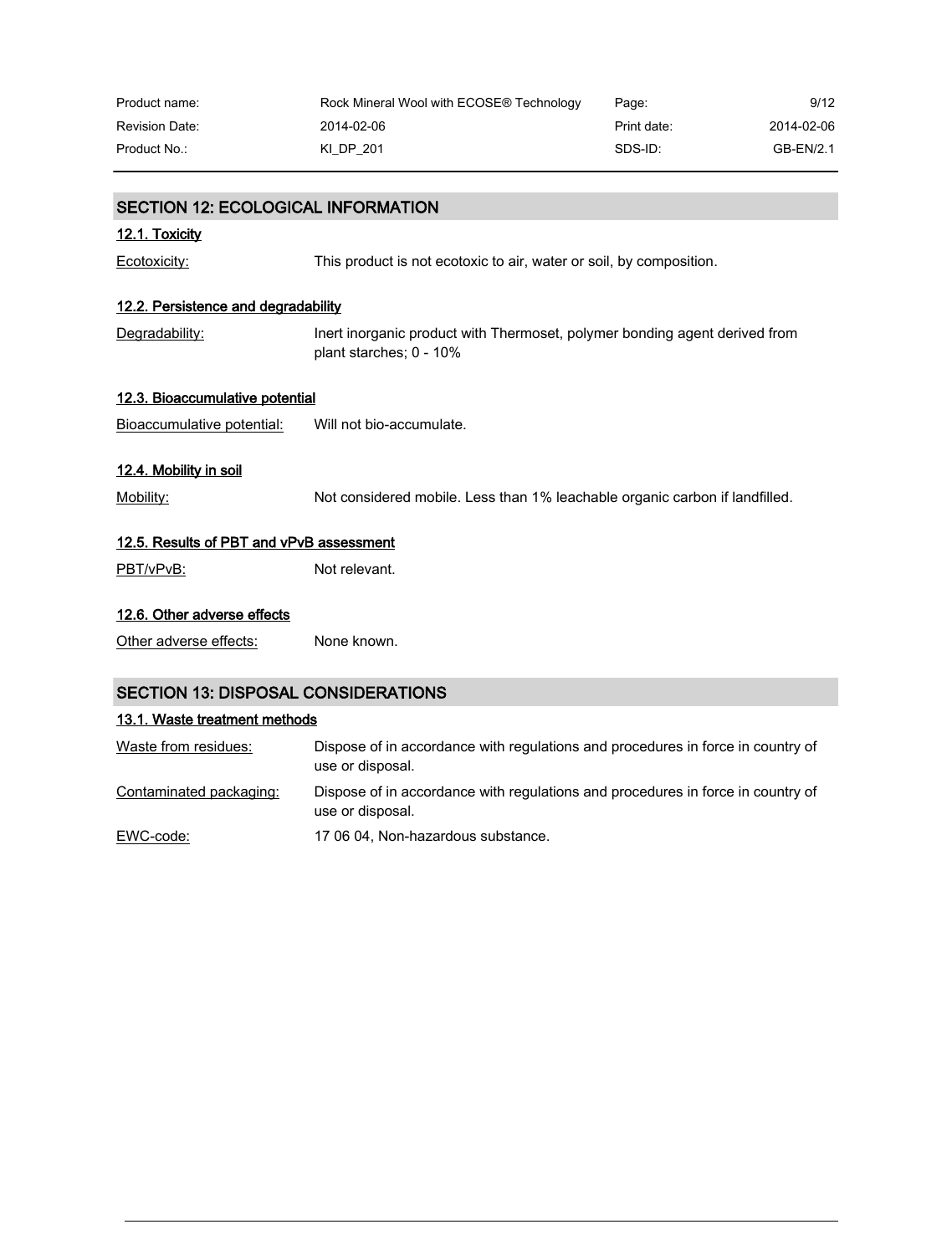## SECTION 12: ECOLOGICAL INFORMATION

### 12.1. Toxicity

Ecotoxicity: This product is not ecotoxic to air, water or soil, by composition.

### 12.2. Persistence and degradability

Degradability: Inert inorganic product with Thermoset, polymer bonding agent derived from plant starches; 0 - 10%

### 12.3. Bioaccumulative potential

Bioaccumulative potential: Will not bio-accumulate.

### 12.4. Mobility in soil

Mobility: Not considered mobile. Less than 1% leachable organic carbon if landfilled.

### 12.5. Results of PBT and vPvB assessment

PBT/vPvB: Not relevant.

### 12.6. Other adverse effects

Other adverse effects: None known.

## SECTION 13: DISPOSAL CONSIDERATIONS

### 13.1. Waste treatment methods

Waste from residues: Dispose of in accordance with regulations and procedures in force in country of use or disposal.

Contaminated packaging: Dispose of in accordance with regulations and procedures in force in country of use or disposal.

EWC-code: 17 06 04, Non-hazardous substance.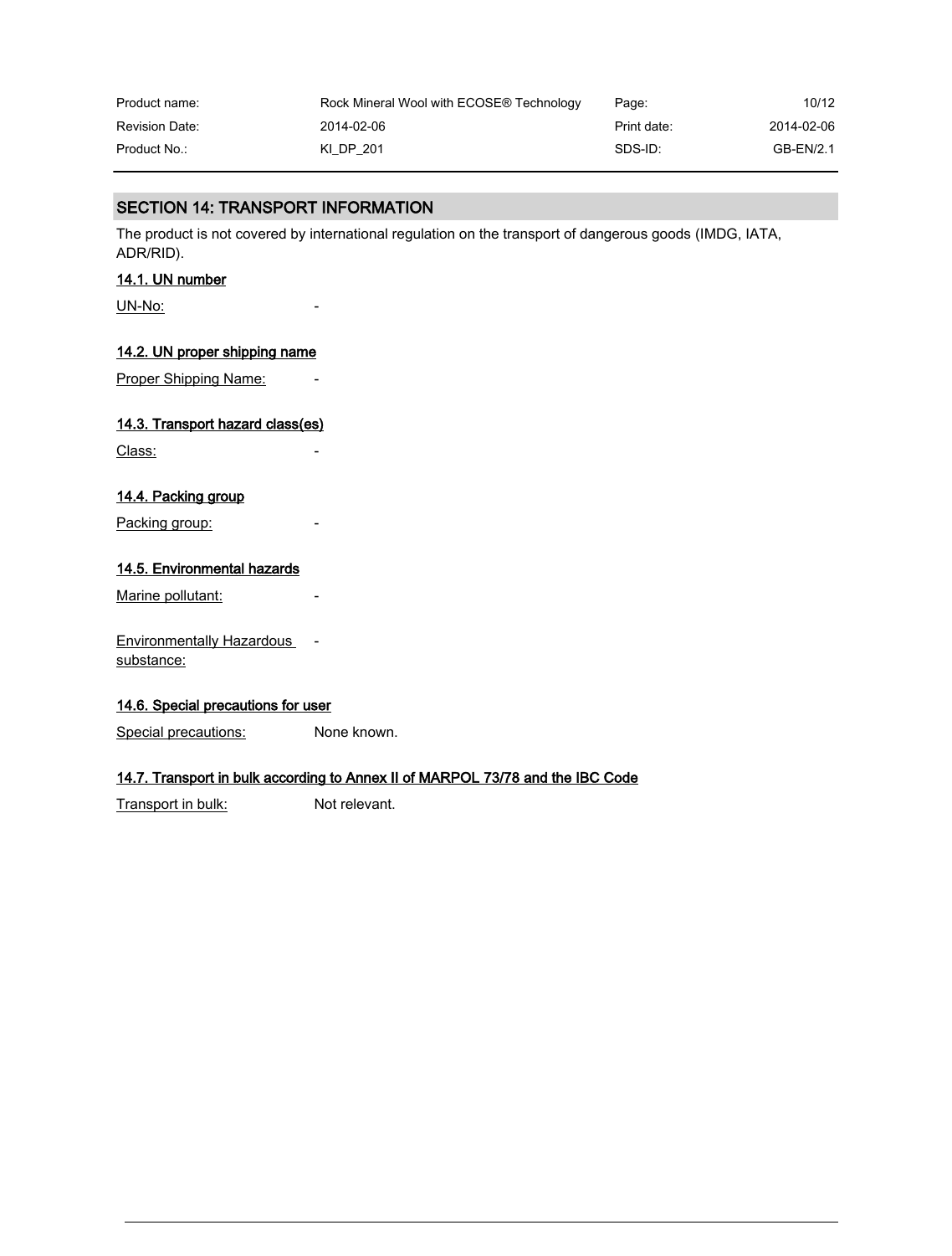## SECTION 14: TRANSPORT INFORMATION

The product is not covered by international regulation on the transport of dangerous goods (IMDG, IATA, ADR/RID).

### 14.1. UN number

UN-No: -

### 14.2. UN proper shipping name

Proper Shipping Name: -

### 14.3. Transport hazard class(es)

Class: -

### 14.4. Packing group

Packing group: -

### 14.5. Environmental hazards

Marine pollutant: -

Environmentally Hazardous substance: -

### 14.6. Special precautions for user

Special precautions: None known.

### 14.7. Transport in bulk according to Annex II of MARPOL 73/78 and the IBC Code

Transport in bulk: Not relevant.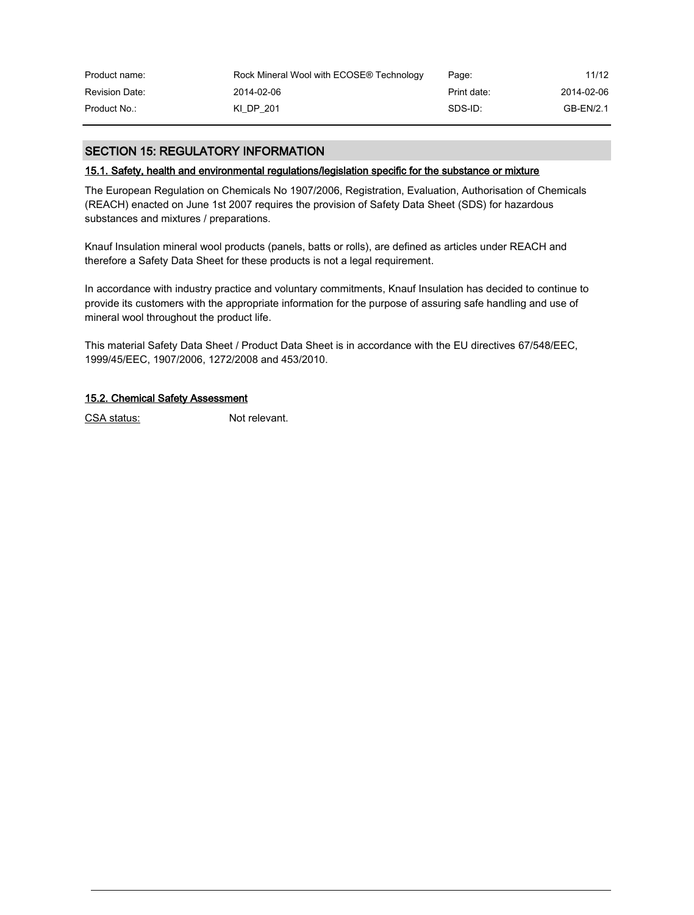## SECTION 15: REGULATORY INFORMATION

### 15.1. Safety, health and environmental regulations/legislation specific for the substance or mixture

The European Regulation on Chemicals No 1907/2006, Registration, Evaluation, Authorisation of Chemicals (REACH) enacted on June 1st 2007 requires the provision of Safety Data Sheet (SDS) for hazardous substances and mixtures / preparations.

Knauf Insulation mineral wool products (panels, batts or rolls), are defined as articles under REACH and therefore a Safety Data Sheet for these products is not a legal requirement.

In accordance with industry practice and voluntary commitments, Knauf Insulation has decided to continue to provide its customers with the appropriate information for the purpose of assuring safe handling and use of mineral wool throughout the product life.

This material Safety Data Sheet / Product Data Sheet is in accordance with the EU directives 67/548/EEC, 1999/45/EEC, 1907/2006, 1272/2008 and 453/2010.

### 15.2. Chemical Safety Assessment

CSA status: Not relevant.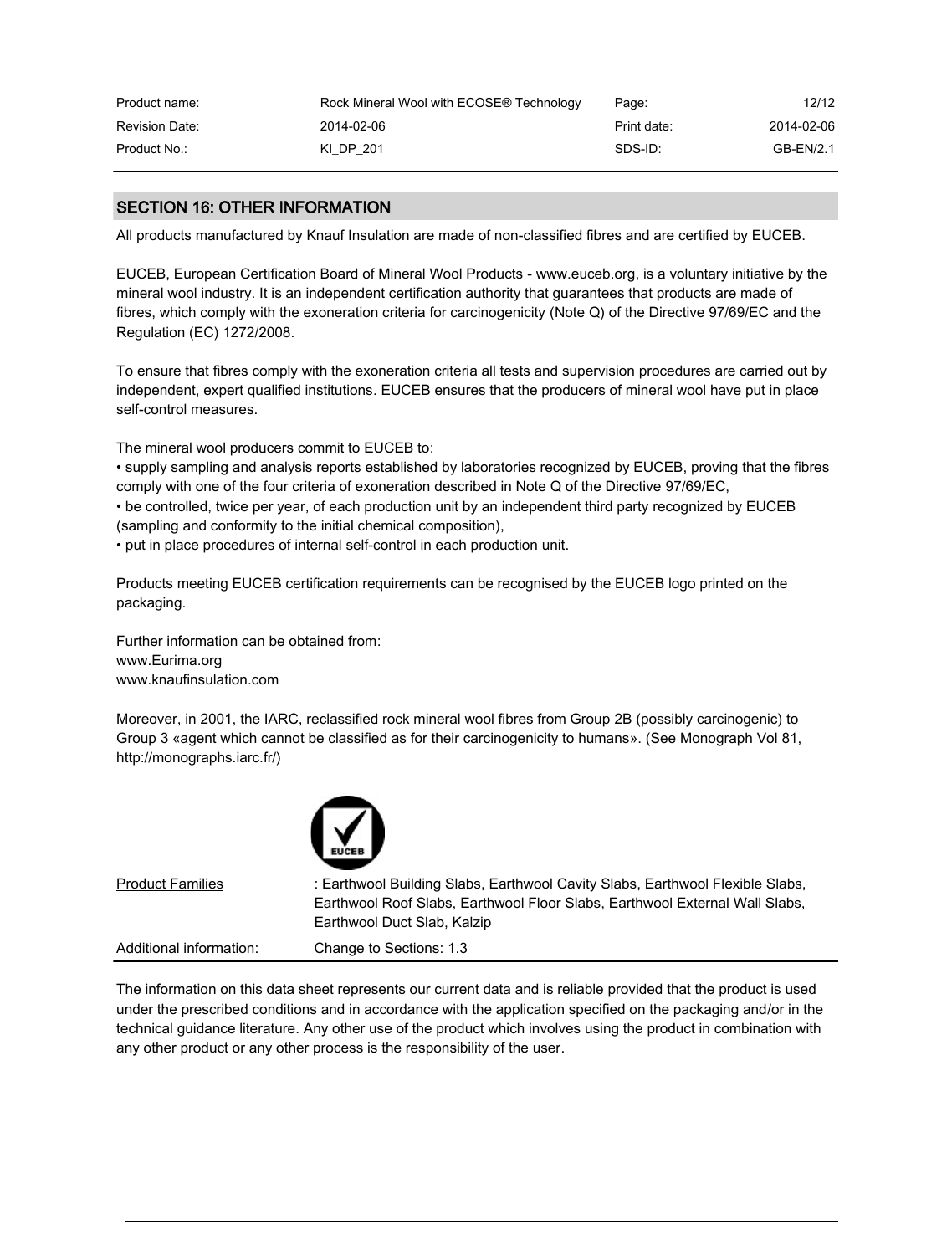## SECTION 16: OTHER INFORMATION

All products manufactured by Knauf Insulation are made of non-classified fibres and are certified by EUCEB.

EUCEB, European Certification Board of Mineral Wool Products - www.euceb.org, is a voluntary initiative by the mineral wool industry. It is an independent certification authority that guarantees that products are made of fibres, which comply with the exoneration criteria for carcinogenicity (Note Q) of the Directive 97/69/EC and the Regulation (EC) 1272/2008.

To ensure that fibres comply with the exoneration criteria all tests and supervision procedures are carried out by independent, expert qualified institutions. EUCEB ensures that the producers of mineral wool have put in place self-control measures.

The mineral wool producers commit to EUCEB to:

- supply sampling and analysis reports established by laboratories recognized by EUCEB, proving that the fibres comply with one of the four criteria of exoneration described in Note Q of the Directive 97/69/EC,
- be controlled, twice per year, of each production unit by an independent third party recognized by EUCEB (sampling and conformity to the initial chemical composition),
- put in place procedures of internal self-control in each production unit.

Products meeting EUCEB certification requirements can be recognised by the EUCEB logo printed on the packaging.

Further information can be obtained from:
www.Eurima.org
www.knaufinsulation.com

Moreover, in 2001, the IARC, reclassified rock mineral wool fibres from Group 2B (possibly carcinogenic) to Group 3 «agent which cannot be classified as for their carcinogenicity to humans». (See Monograph Vol 81, http://monographs.iarc.fr/)

| | |
|---|---|
| Product Families | : Earthwool Building Slabs, Earthwool Cavity Slabs, Earthwool Flexible Slabs, Earthwool Roof Slabs, Earthwool Floor Slabs, Earthwool External Wall Slabs, Earthwool Duct Slab, Kalzip |
| Additional information: | Change to Sections: 1.3 |

The information on this data sheet represents our current data and is reliable provided that the product is used under the prescribed conditions and in accordance with the application specified on the packaging and/or in the technical guidance literature. Any other use of the product which involves using the product in combination with any other product or any other process is the responsibility of the user.